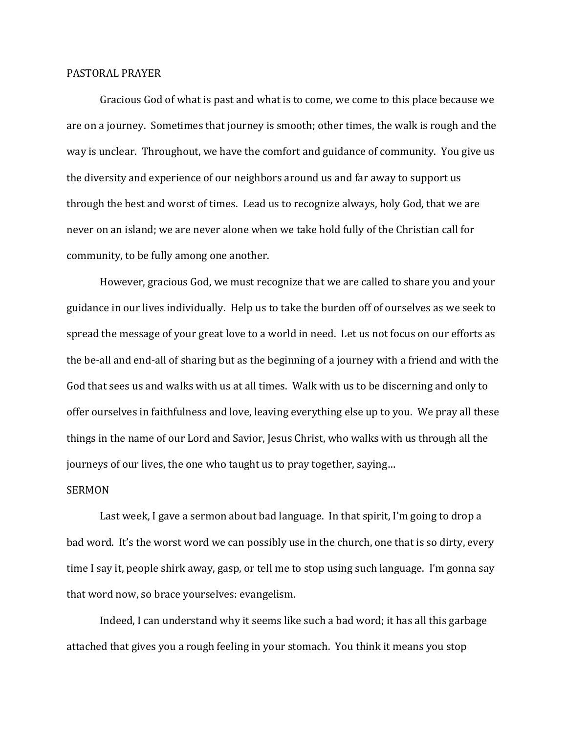# PASTORAL PRAYER

Gracious God of what is past and what is to come, we come to this place because we are on a journey. Sometimes that journey is smooth; other times, the walk is rough and the way is unclear. Throughout, we have the comfort and guidance of community. You give us the diversity and experience of our neighbors around us and far away to support us through the best and worst of times. Lead us to recognize always, holy God, that we are never on an island; we are never alone when we take hold fully of the Christian call for community, to be fully among one another.

However, gracious God, we must recognize that we are called to share you and your guidance in our lives individually. Help us to take the burden off of ourselves as we seek to spread the message of your great love to a world in need. Let us not focus on our efforts as the be-all and end-all of sharing but as the beginning of a journey with a friend and with the God that sees us and walks with us at all times. Walk with us to be discerning and only to offer ourselves in faithfulness and love, leaving everything else up to you. We pray all these things in the name of our Lord and Savior, Jesus Christ, who walks with us through all the journeys of our lives, the one who taught us to pray together, saying…

# SERMON

Last week, I gave a sermon about bad language. In that spirit, I'm going to drop a bad word. It's the worst word we can possibly use in the church, one that is so dirty, every time I say it, people shirk away, gasp, or tell me to stop using such language. I'm gonna say that word now, so brace yourselves: evangelism.

Indeed, I can understand why it seems like such a bad word; it has all this garbage attached that gives you a rough feeling in your stomach. You think it means you stop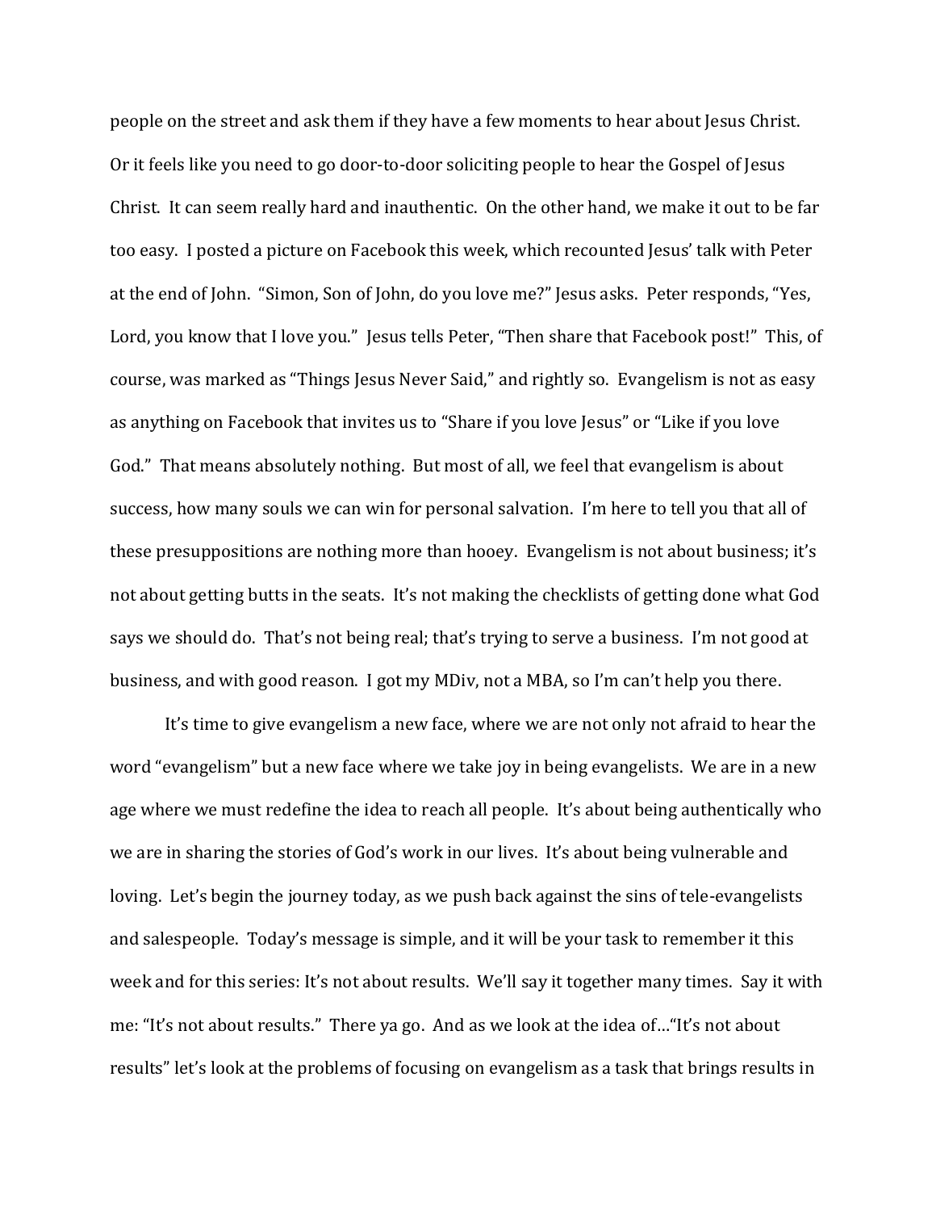people on the street and ask them if they have a few moments to hear about Jesus Christ. Or it feels like you need to go door-to-door soliciting people to hear the Gospel of Jesus Christ. It can seem really hard and inauthentic. On the other hand, we make it out to be far too easy. I posted a picture on Facebook this week, which recounted Jesus' talk with Peter at the end of John. "Simon, Son of John, do you love me?" Jesus asks. Peter responds, "Yes, Lord, you know that I love you." Jesus tells Peter, "Then share that Facebook post!" This, of course, was marked as "Things Jesus Never Said," and rightly so. Evangelism is not as easy as anything on Facebook that invites us to "Share if you love Jesus" or "Like if you love God." That means absolutely nothing. But most of all, we feel that evangelism is about success, how many souls we can win for personal salvation. I'm here to tell you that all of these presuppositions are nothing more than hooey. Evangelism is not about business; it's not about getting butts in the seats. It's not making the checklists of getting done what God says we should do. That's not being real; that's trying to serve a business. I'm not good at business, and with good reason. I got my MDiv, not a MBA, so I'm can't help you there.

It's time to give evangelism a new face, where we are not only not afraid to hear the word "evangelism" but a new face where we take joy in being evangelists. We are in a new age where we must redefine the idea to reach all people. It's about being authentically who we are in sharing the stories of God's work in our lives. It's about being vulnerable and loving. Let's begin the journey today, as we push back against the sins of tele-evangelists and salespeople. Today's message is simple, and it will be your task to remember it this week and for this series: It's not about results. We'll say it together many times. Say it with me: "It's not about results." There ya go. And as we look at the idea of…"It's not about results" let's look at the problems of focusing on evangelism as a task that brings results in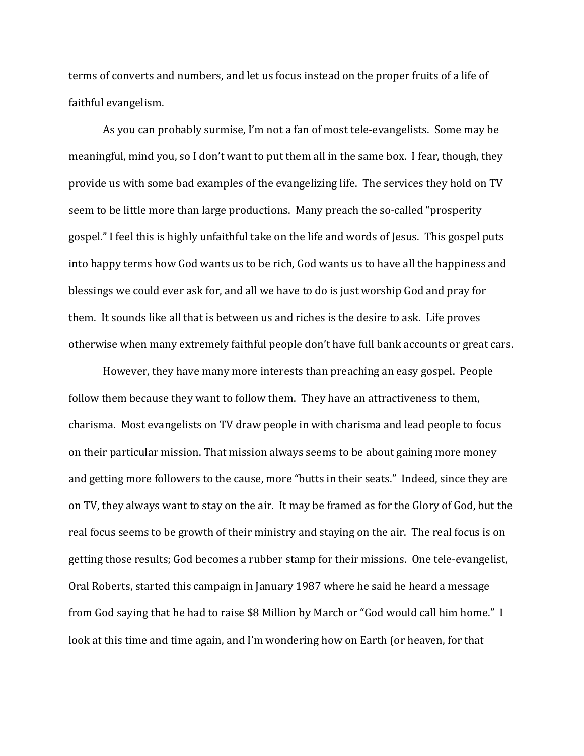terms of converts and numbers, and let us focus instead on the proper fruits of a life of faithful evangelism.

As you can probably surmise, I'm not a fan of most tele-evangelists. Some may be meaningful, mind you, so I don't want to put them all in the same box. I fear, though, they provide us with some bad examples of the evangelizing life. The services they hold on TV seem to be little more than large productions. Many preach the so-called "prosperity gospel." I feel this is highly unfaithful take on the life and words of Jesus. This gospel puts into happy terms how God wants us to be rich, God wants us to have all the happiness and blessings we could ever ask for, and all we have to do is just worship God and pray for them. It sounds like all that is between us and riches is the desire to ask. Life proves otherwise when many extremely faithful people don't have full bank accounts or great cars.

However, they have many more interests than preaching an easy gospel. People follow them because they want to follow them. They have an attractiveness to them, charisma. Most evangelists on TV draw people in with charisma and lead people to focus on their particular mission. That mission always seems to be about gaining more money and getting more followers to the cause, more "butts in their seats." Indeed, since they are on TV, they always want to stay on the air. It may be framed as for the Glory of God, but the real focus seems to be growth of their ministry and staying on the air. The real focus is on getting those results; God becomes a rubber stamp for their missions. One tele-evangelist, Oral Roberts, started this campaign in January 1987 where he said he heard a message from God saying that he had to raise $8 Million by March or "God would call him home." I look at this time and time again, and I'm wondering how on Earth (or heaven, for that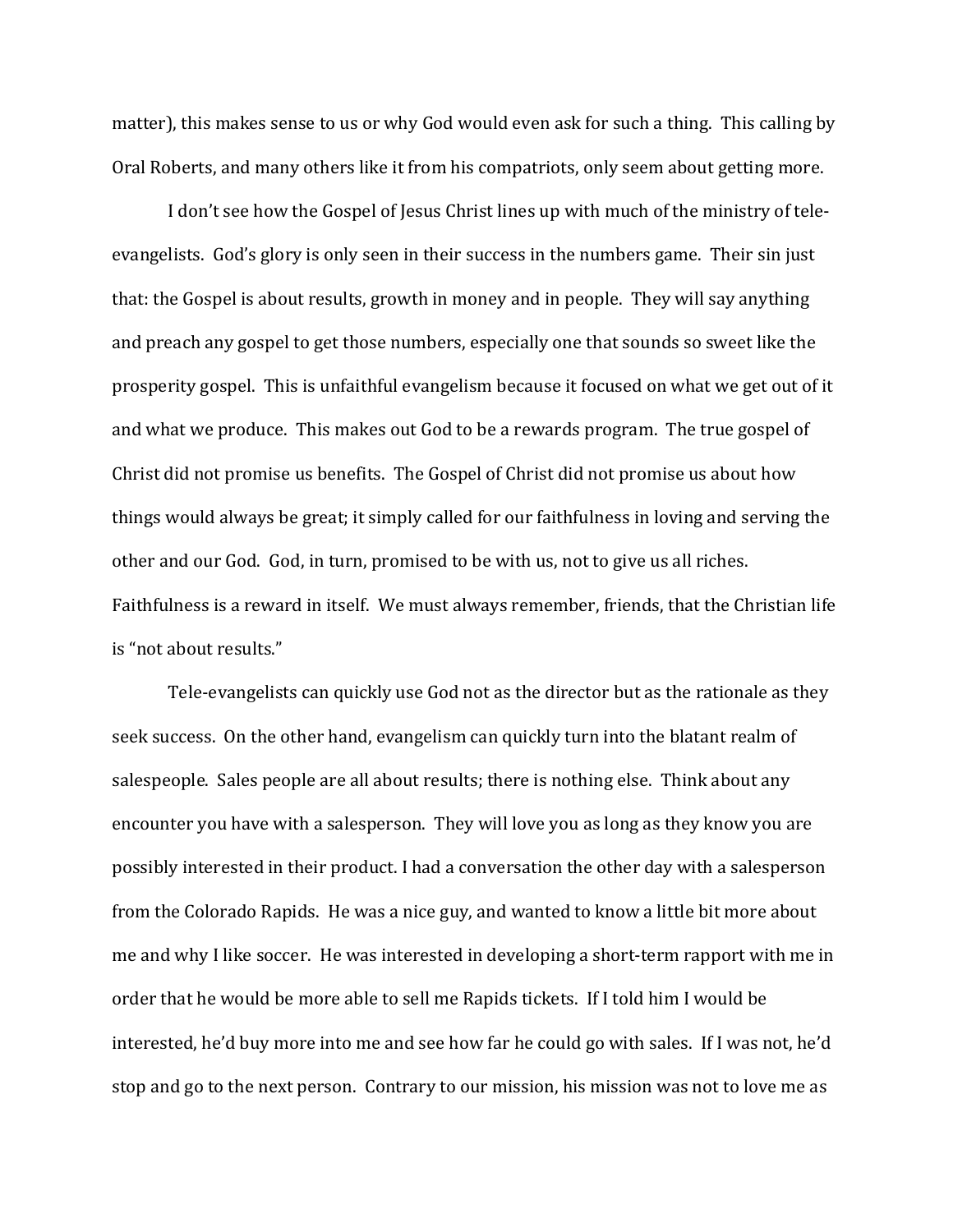matter), this makes sense to us or why God would even ask for such a thing. This calling by Oral Roberts, and many others like it from his compatriots, only seem about getting more.

I don't see how the Gospel of Jesus Christ lines up with much of the ministry of tele-evangelists. God's glory is only seen in their success in the numbers game. Their sin just that: the Gospel is about results, growth in money and in people. They will say anything and preach any gospel to get those numbers, especially one that sounds so sweet like the prosperity gospel. This is unfaithful evangelism because it focused on what we get out of it and what we produce. This makes out God to be a rewards program. The true gospel of Christ did not promise us benefits. The Gospel of Christ did not promise us about how things would always be great; it simply called for our faithfulness in loving and serving the other and our God. God, in turn, promised to be with us, not to give us all riches. Faithfulness is a reward in itself. We must always remember, friends, that the Christian life is "not about results."

Tele-evangelists can quickly use God not as the director but as the rationale as they seek success. On the other hand, evangelism can quickly turn into the blatant realm of salespeople. Sales people are all about results; there is nothing else. Think about any encounter you have with a salesperson. They will love you as long as they know you are possibly interested in their product. I had a conversation the other day with a salesperson from the Colorado Rapids. He was a nice guy, and wanted to know a little bit more about me and why I like soccer. He was interested in developing a short-term rapport with me in order that he would be more able to sell me Rapids tickets. If I told him I would be interested, he'd buy more into me and see how far he could go with sales. If I was not, he'd stop and go to the next person. Contrary to our mission, his mission was not to love me as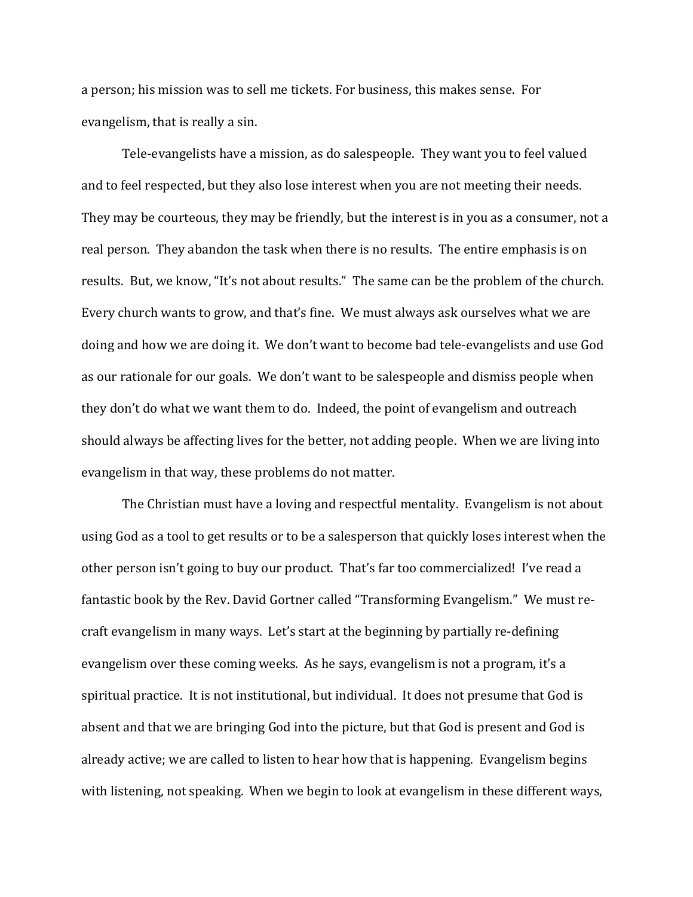a person; his mission was to sell me tickets. For business, this makes sense. For evangelism, that is really a sin.

Tele-evangelists have a mission, as do salespeople. They want you to feel valued and to feel respected, but they also lose interest when you are not meeting their needs. They may be courteous, they may be friendly, but the interest is in you as a consumer, not a real person. They abandon the task when there is no results. The entire emphasis is on results. But, we know, "It's not about results." The same can be the problem of the church. Every church wants to grow, and that's fine. We must always ask ourselves what we are doing and how we are doing it. We don't want to become bad tele-evangelists and use God as our rationale for our goals. We don't want to be salespeople and dismiss people when they don't do what we want them to do. Indeed, the point of evangelism and outreach should always be affecting lives for the better, not adding people. When we are living into evangelism in that way, these problems do not matter.

The Christian must have a loving and respectful mentality. Evangelism is not about using God as a tool to get results or to be a salesperson that quickly loses interest when the other person isn't going to buy our product. That's far too commercialized! I've read a fantastic book by the Rev. David Gortner called "Transforming Evangelism." We must re-craft evangelism in many ways. Let's start at the beginning by partially re-defining evangelism over these coming weeks. As he says, evangelism is not a program, it's a spiritual practice. It is not institutional, but individual. It does not presume that God is absent and that we are bringing God into the picture, but that God is present and God is already active; we are called to listen to hear how that is happening. Evangelism begins with listening, not speaking. When we begin to look at evangelism in these different ways,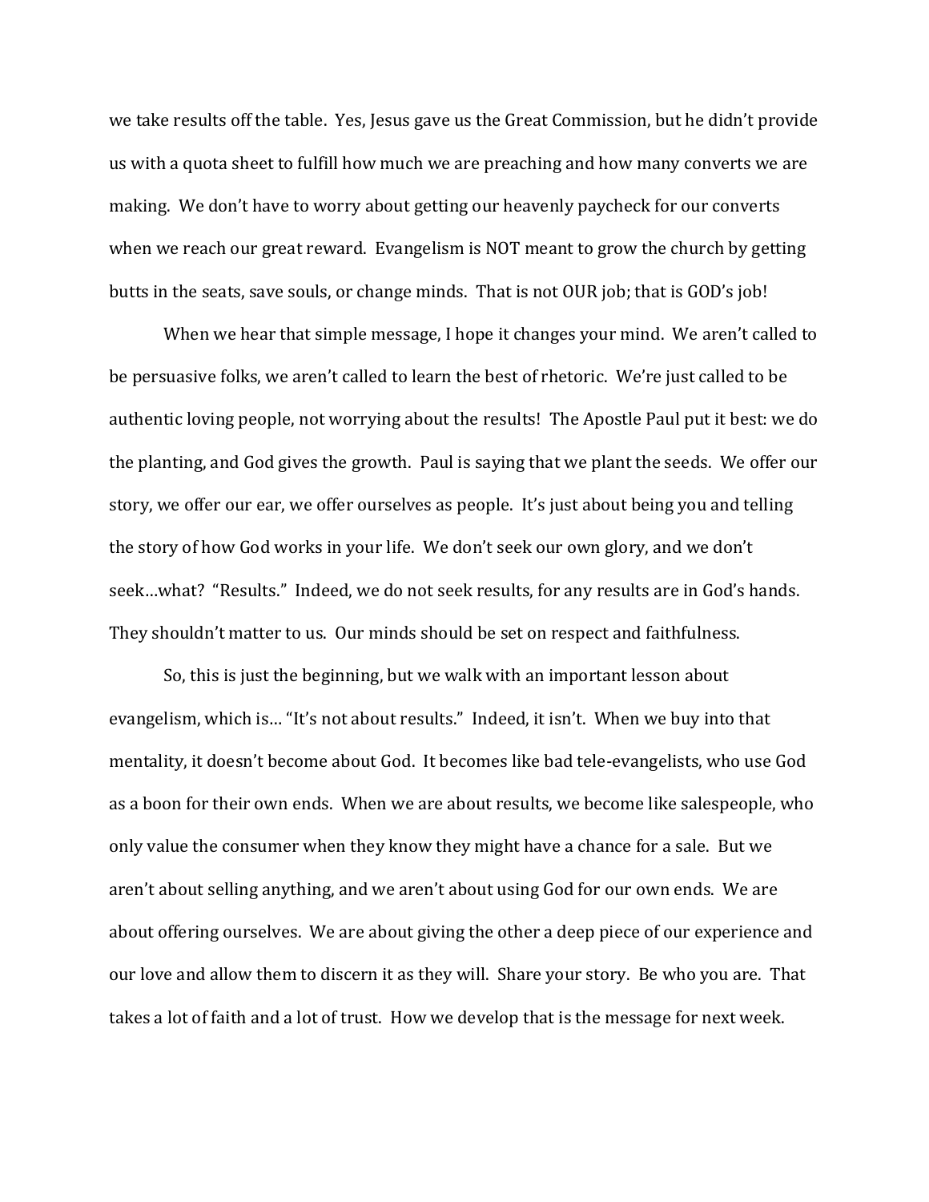we take results off the table. Yes, Jesus gave us the Great Commission, but he didn't provide us with a quota sheet to fulfill how much we are preaching and how many converts we are making. We don't have to worry about getting our heavenly paycheck for our converts when we reach our great reward. Evangelism is NOT meant to grow the church by getting butts in the seats, save souls, or change minds. That is not OUR job; that is GOD's job!

When we hear that simple message, I hope it changes your mind. We aren't called to be persuasive folks, we aren't called to learn the best of rhetoric. We're just called to be authentic loving people, not worrying about the results! The Apostle Paul put it best: we do the planting, and God gives the growth. Paul is saying that we plant the seeds. We offer our story, we offer our ear, we offer ourselves as people. It's just about being you and telling the story of how God works in your life. We don't seek our own glory, and we don't seek…what? "Results." Indeed, we do not seek results, for any results are in God's hands. They shouldn't matter to us. Our minds should be set on respect and faithfulness.

So, this is just the beginning, but we walk with an important lesson about evangelism, which is… "It's not about results." Indeed, it isn't. When we buy into that mentality, it doesn't become about God. It becomes like bad tele-evangelists, who use God as a boon for their own ends. When we are about results, we become like salespeople, who only value the consumer when they know they might have a chance for a sale. But we aren't about selling anything, and we aren't about using God for our own ends. We are about offering ourselves. We are about giving the other a deep piece of our experience and our love and allow them to discern it as they will. Share your story. Be who you are. That takes a lot of faith and a lot of trust. How we develop that is the message for next week.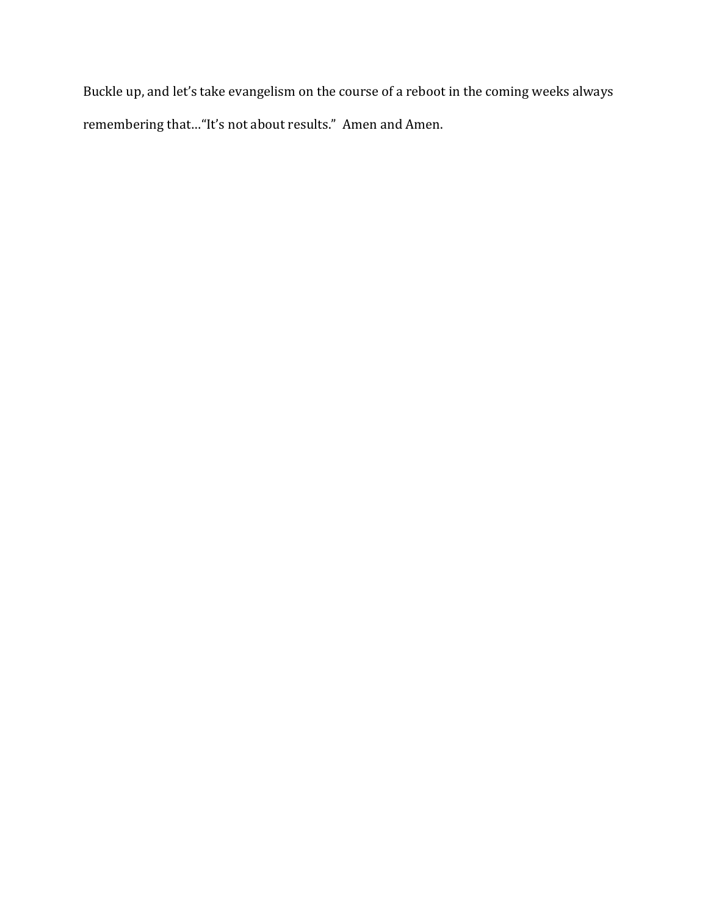Buckle up, and let's take evangelism on the course of a reboot in the coming weeks always remembering that…"It's not about results." Amen and Amen.